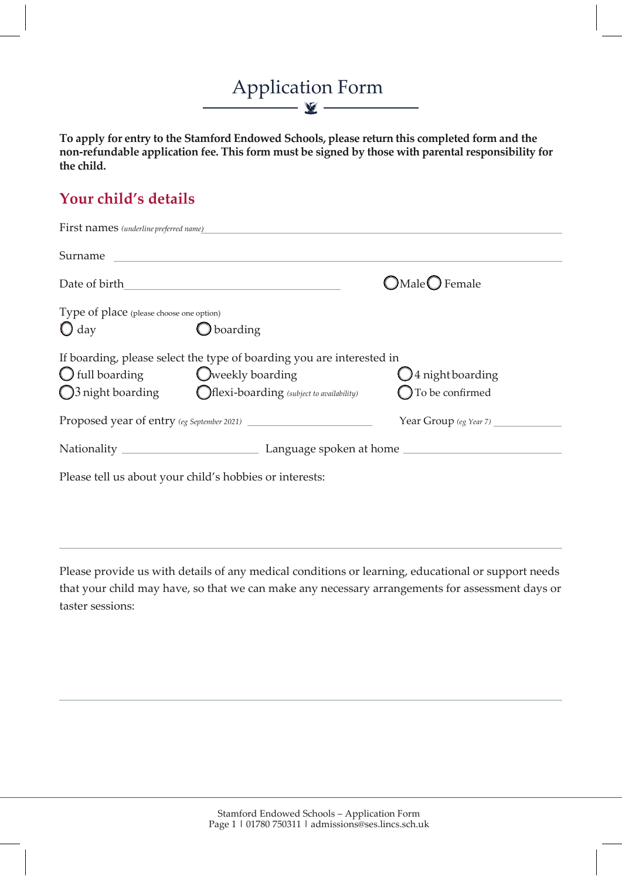# Application Form

**To apply for entry to the Stamford Endowed Schools, please return this completed form and the non-refundable application fee. This form must be signed by those with parental responsibility for the child.**

## Your child's details

First names *(underline preferred name)* ______________________________

Surname ______________________________

Date of birth ______________________________ ◯ Male ◯ Female

Type of place (please choose one option)

◯ day ◯ boarding

If boarding, please select the type of boarding you are interested in

◯ full boarding ◯ weekly boarding ◯ 4 night boarding

◯ 3 night boarding ◯ flexi-boarding *(subject to availability)* ◯ To be confirmed

Proposed year of entry *(eg September 2021)* ______________________ Year Group *(eg Year 7)* ____________

Nationality ______________________ Language spoken at home ______________________

Please tell us about your child's hobbies or interests:

Please provide us with details of any medical conditions or learning, educational or support needs that your child may have, so that we can make any necessary arrangements for assessment days or taster sessions: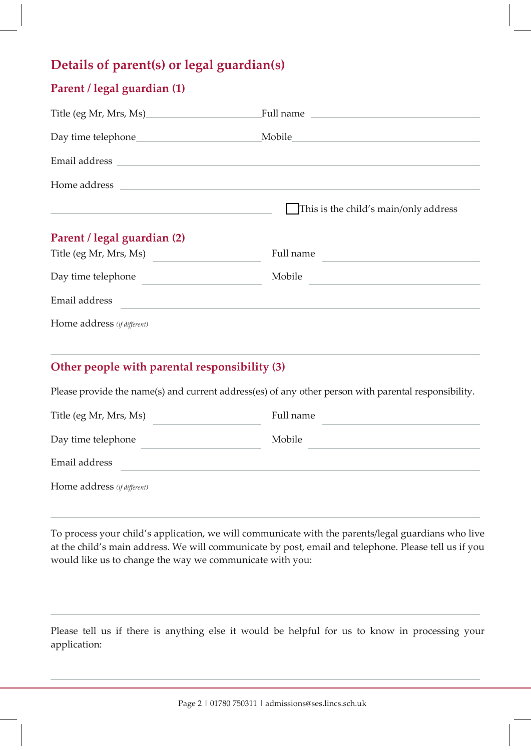## Details of parent(s) or legal guardian(s)

### Parent / legal guardian (1)

Title (eg Mr, Mrs, Ms) \_\_\_\_\_\_\_\_\_\_\_\_\_\_\_\_ Full name \_\_\_\_\_\_\_\_\_\_\_\_\_\_\_\_\_\_\_\_\_\_\_\_

Day time telephone \_\_\_\_\_\_\_\_\_\_\_\_\_\_\_\_ Mobile \_\_\_\_\_\_\_\_\_\_\_\_\_\_\_\_\_\_\_\_\_\_\_\_

Email address \_\_\_\_\_\_\_\_\_\_\_\_\_\_\_\_\_\_\_\_\_\_\_\_\_\_\_\_\_\_\_\_\_\_\_\_\_\_\_\_\_\_\_\_

Home address \_\_\_\_\_\_\_\_\_\_\_\_\_\_\_\_\_\_\_\_\_\_\_\_\_\_\_\_\_\_\_\_\_\_\_\_\_\_\_\_\_\_\_\_

\_\_\_\_\_\_\_\_\_\_\_\_\_\_\_\_\_\_\_\_\_\_\_\_\_\_\_\_ ☐ This is the child's main/only address

### Parent / legal guardian (2)

Title (eg Mr, Mrs, Ms) \_\_\_\_\_\_\_\_\_\_\_\_\_\_\_\_ Full name \_\_\_\_\_\_\_\_\_\_\_\_\_\_\_\_\_\_\_\_\_\_\_\_

Day time telephone \_\_\_\_\_\_\_\_\_\_\_\_\_\_\_\_ Mobile \_\_\_\_\_\_\_\_\_\_\_\_\_\_\_\_\_\_\_\_\_\_\_\_

Email address \_\_\_\_\_\_\_\_\_\_\_\_\_\_\_\_\_\_\_\_\_\_\_\_\_\_\_\_\_\_\_\_\_\_\_\_\_\_\_\_\_\_\_\_

Home address *(if different)*

\_\_\_\_\_\_\_\_\_\_\_\_\_\_\_\_\_\_\_\_\_\_\_\_\_\_\_\_\_\_\_\_\_\_\_\_\_\_\_\_\_\_\_\_\_\_\_\_\_\_\_\_\_\_\_\_

### Other people with parental responsibility (3)

Please provide the name(s) and current address(es) of any other person with parental responsibility.

Title (eg Mr, Mrs, Ms) \_\_\_\_\_\_\_\_\_\_\_\_\_\_\_\_ Full name \_\_\_\_\_\_\_\_\_\_\_\_\_\_\_\_\_\_\_\_\_\_\_\_

Day time telephone \_\_\_\_\_\_\_\_\_\_\_\_\_\_\_\_ Mobile \_\_\_\_\_\_\_\_\_\_\_\_\_\_\_\_\_\_\_\_\_\_\_\_

Email address \_\_\_\_\_\_\_\_\_\_\_\_\_\_\_\_\_\_\_\_\_\_\_\_\_\_\_\_\_\_\_\_\_\_\_\_\_\_\_\_\_\_\_\_

Home address *(if different)*

\_\_\_\_\_\_\_\_\_\_\_\_\_\_\_\_\_\_\_\_\_\_\_\_\_\_\_\_\_\_\_\_\_\_\_\_\_\_\_\_\_\_\_\_\_\_\_\_\_\_\_\_\_\_\_\_

To process your child's application, we will communicate with the parents/legal guardians who live at the child's main address. We will communicate by post, email and telephone. Please tell us if you would like us to change the way we communicate with you:

\_\_\_\_\_\_\_\_\_\_\_\_\_\_\_\_\_\_\_\_\_\_\_\_\_\_\_\_\_\_\_\_\_\_\_\_\_\_\_\_\_\_\_\_\_\_\_\_\_\_\_\_\_\_\_\_

Please tell us if there is anything else it would be helpful for us to know in processing your application:

\_\_\_\_\_\_\_\_\_\_\_\_\_\_\_\_\_\_\_\_\_\_\_\_\_\_\_\_\_\_\_\_\_\_\_\_\_\_\_\_\_\_\_\_\_\_\_\_\_\_\_\_\_\_\_\_

01780 750311 | admissions@ses.lincs.sch.uk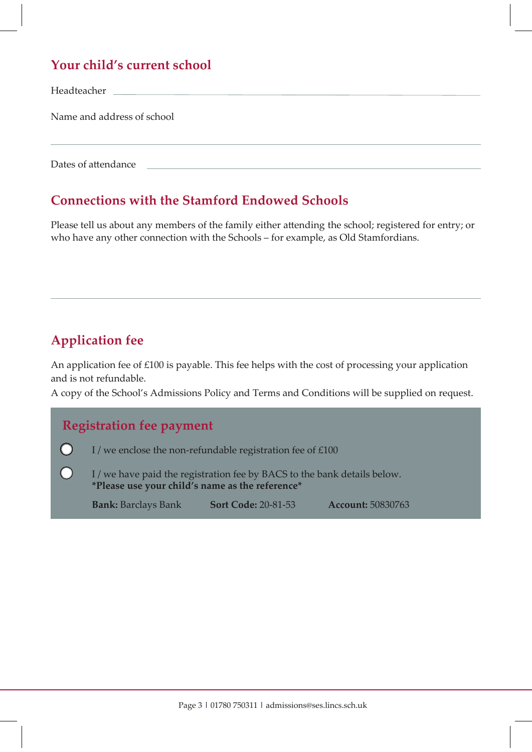## Your child's current school

Headteacher ______________________________

Name and address of school

______________________________

Dates of attendance ______________________________

## Connections with the Stamford Endowed Schools

Please tell us about any members of the family either attending the school; registered for entry; or who have any other connection with the Schools – for example, as Old Stamfordians.

______________________________

## Application fee

An application fee of £100 is payable. This fee helps with the cost of processing your application and is not refundable.

A copy of the School's Admissions Policy and Terms and Conditions will be supplied on request.

### Registration fee payment

- ◯ I / we enclose the non-refundable registration fee of £100
- ◯ I / we have paid the registration fee by BACS to the bank details below.
  **\*Please use your child's name as the reference\***

**Bank:** Barclays Bank **Sort Code:** 20-81-53 **Account:** 50830763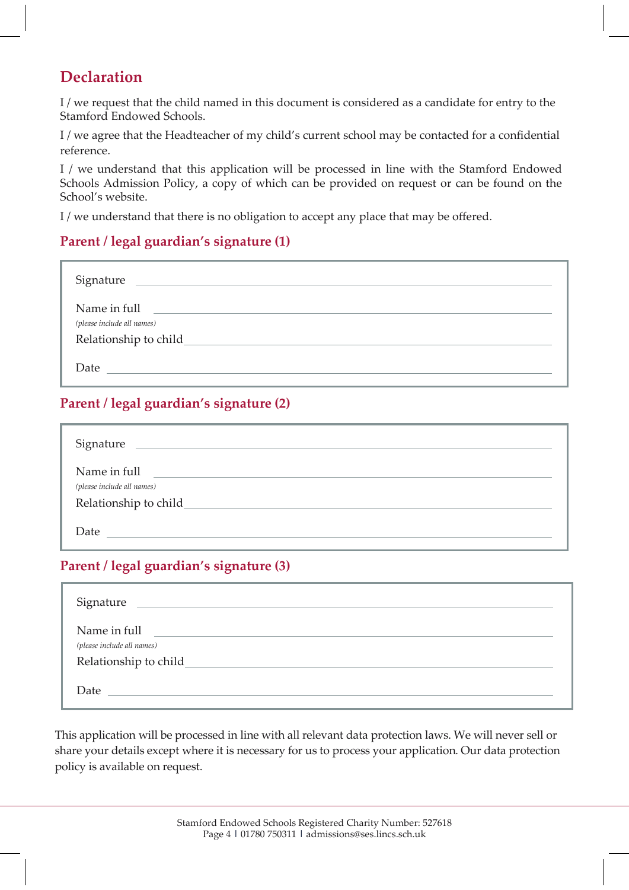## Declaration

I / we request that the child named in this document is considered as a candidate for entry to the Stamford Endowed Schools.

I / we agree that the Headteacher of my child's current school may be contacted for a confidential reference.

I / we understand that this application will be processed in line with the Stamford Endowed Schools Admission Policy, a copy of which can be provided on request or can be found on the School's website.

I / we understand that there is no obligation to accept any place that may be offered.

### Parent / legal guardian's signature (1)

Signature ______________________________

Name in full ______________________________
*(please include all names)*

Relationship to child ______________________________

Date ______________________________

### Parent / legal guardian's signature (2)

Signature ______________________________

Name in full ______________________________
*(please include all names)*

Relationship to child ______________________________

Date ______________________________

### Parent / legal guardian's signature (3)

Signature ______________________________

Name in full ______________________________
*(please include all names)*

Relationship to child ______________________________

Date ______________________________

This application will be processed in line with all relevant data protection laws. We will never sell or share your details except where it is necessary for us to process your application. Our data protection policy is available on request.

Stamford Endowed Schools Registered Charity Number: 527618
01780 750311 | admissions@ses.lincs.sch.uk